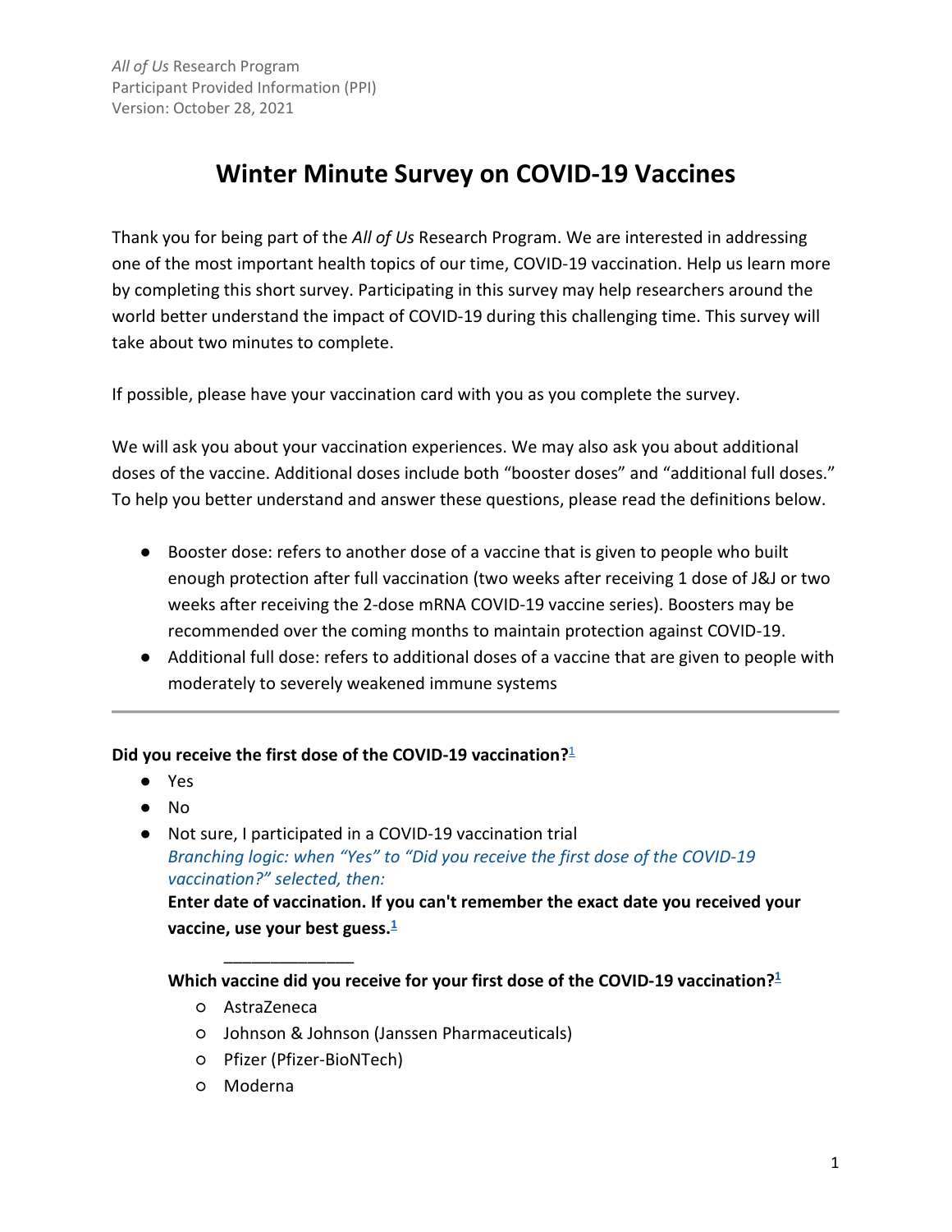*All of Us* Research Program
Participant Provided Information (PPI)
Version: October 28, 2021

# Winter Minute Survey on COVID-19 Vaccines

Thank you for being part of the *All of Us* Research Program. We are interested in addressing one of the most important health topics of our time, COVID-19 vaccination. Help us learn more by completing this short survey. Participating in this survey may help researchers around the world better understand the impact of COVID-19 during this challenging time. This survey will take about two minutes to complete.

If possible, please have your vaccination card with you as you complete the survey.

We will ask you about your vaccination experiences. We may also ask you about additional doses of the vaccine. Additional doses include both "booster doses" and "additional full doses." To help you better understand and answer these questions, please read the definitions below.

- Booster dose: refers to another dose of a vaccine that is given to people who built enough protection after full vaccination (two weeks after receiving 1 dose of J&J or two weeks after receiving the 2-dose mRNA COVID-19 vaccine series). Boosters may be recommended over the coming months to maintain protection against COVID-19.
- Additional full dose: refers to additional doses of a vaccine that are given to people with moderately to severely weakened immune systems

---

**Did you receive the first dose of the COVID-19 vaccination?[1]**

- Yes
- No
- Not sure, I participated in a COVID-19 vaccination trial

  *Branching logic: when "Yes" to "Did you receive the first dose of the COVID-19 vaccination?" selected, then:*

  **Enter date of vaccination. If you can't remember the exact date you received your vaccine, use your best guess.[1]**

  \_\_\_\_\_\_\_\_\_\_\_\_\_\_

  **Which vaccine did you receive for your first dose of the COVID-19 vaccination?[1]**

  - AstraZeneca
  - Johnson & Johnson (Janssen Pharmaceuticals)
  - Pfizer (Pfizer-BioNTech)
  - Moderna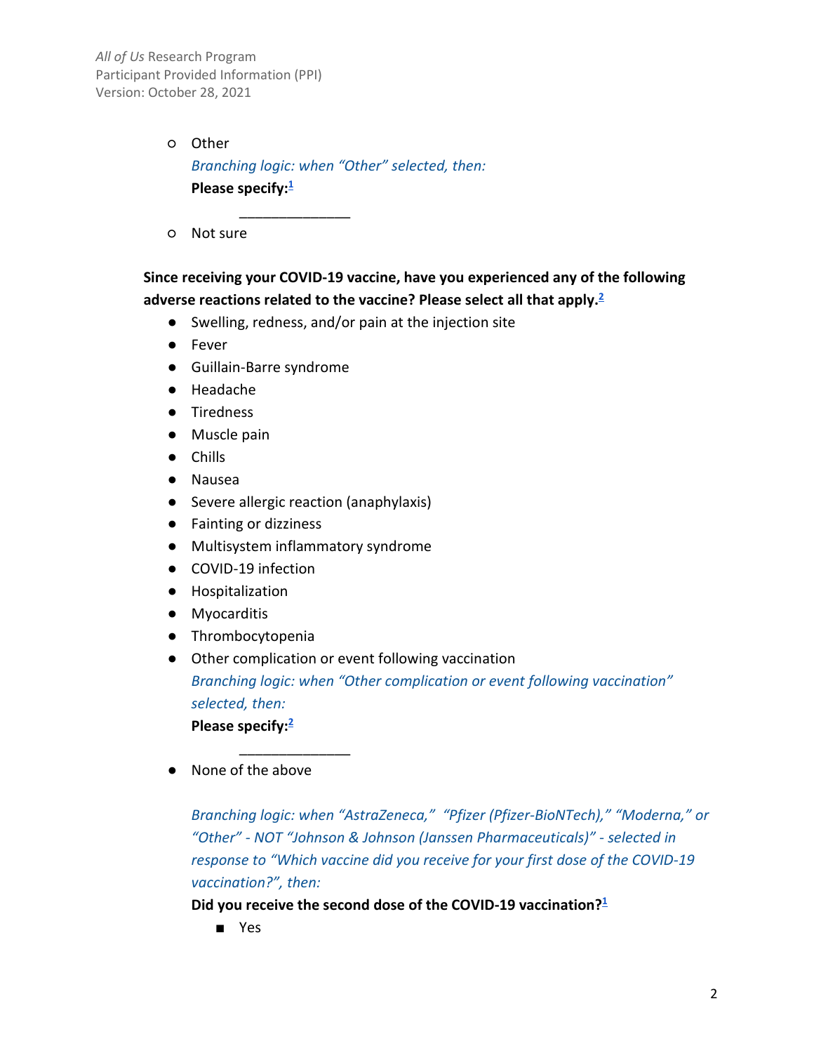- Other

  *Branching logic: when "Other" selected, then:*

  **Please specify:**[1]

  \_\_\_\_\_\_\_\_\_\_\_\_\_\_

- Not sure

**Since receiving your COVID-19 vaccine, have you experienced any of the following adverse reactions related to the vaccine? Please select all that apply.**[2]

- Swelling, redness, and/or pain at the injection site
- Fever
- Guillain-Barre syndrome
- Headache
- Tiredness
- Muscle pain
- Chills
- Nausea
- Severe allergic reaction (anaphylaxis)
- Fainting or dizziness
- Multisystem inflammatory syndrome
- COVID-19 infection
- Hospitalization
- Myocarditis
- Thrombocytopenia
- Other complication or event following vaccination

  *Branching logic: when "Other complication or event following vaccination" selected, then:*

  **Please specify:**[2]

  \_\_\_\_\_\_\_\_\_\_\_\_\_\_

- None of the above

  *Branching logic: when "AstraZeneca," "Pfizer (Pfizer-BioNTech)," "Moderna," or "Other" - NOT "Johnson & Johnson (Janssen Pharmaceuticals)" - selected in response to "Which vaccine did you receive for your first dose of the COVID-19 vaccination?", then:*

  **Did you receive the second dose of the COVID-19 vaccination?**[1]

  - Yes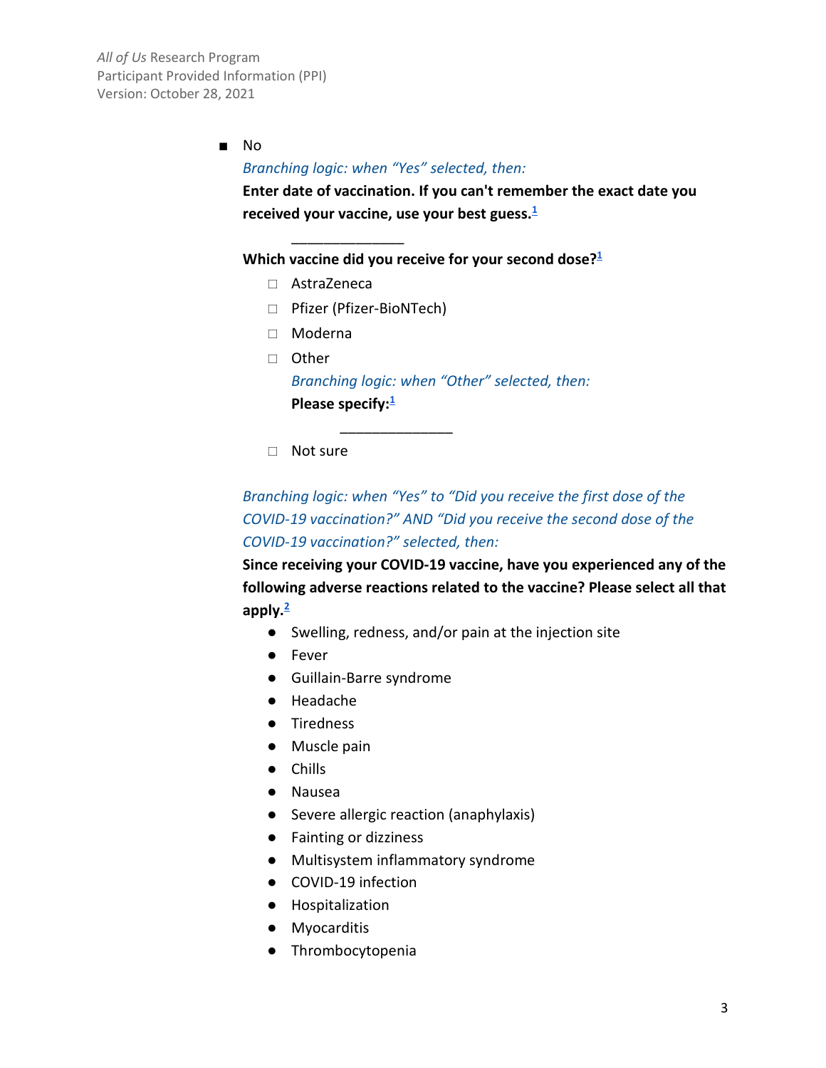- No

  *Branching logic: when "Yes" selected, then:*

  **Enter date of vaccination. If you can't remember the exact date you received your vaccine, use your best guess.**[1]

  \_\_\_\_\_\_\_\_\_\_\_\_\_\_\_

  **Which vaccine did you receive for your second dose?**[1]

  - ☐ AstraZeneca
  - ☐ Pfizer (Pfizer-BioNTech)
  - ☐ Moderna
  - ☐ Other

    *Branching logic: when "Other" selected, then:*

    **Please specify:**[1]

    \_\_\_\_\_\_\_\_\_\_\_\_\_\_\_

  - ☐ Not sure

  *Branching logic: when "Yes" to "Did you receive the first dose of the COVID-19 vaccination?" AND "Did you receive the second dose of the COVID-19 vaccination?" selected, then:*

  **Since receiving your COVID-19 vaccine, have you experienced any of the following adverse reactions related to the vaccine? Please select all that apply.**[2]

  - Swelling, redness, and/or pain at the injection site
  - Fever
  - Guillain-Barre syndrome
  - Headache
  - Tiredness
  - Muscle pain
  - Chills
  - Nausea
  - Severe allergic reaction (anaphylaxis)
  - Fainting or dizziness
  - Multisystem inflammatory syndrome
  - COVID-19 infection
  - Hospitalization
  - Myocarditis
  - Thrombocytopenia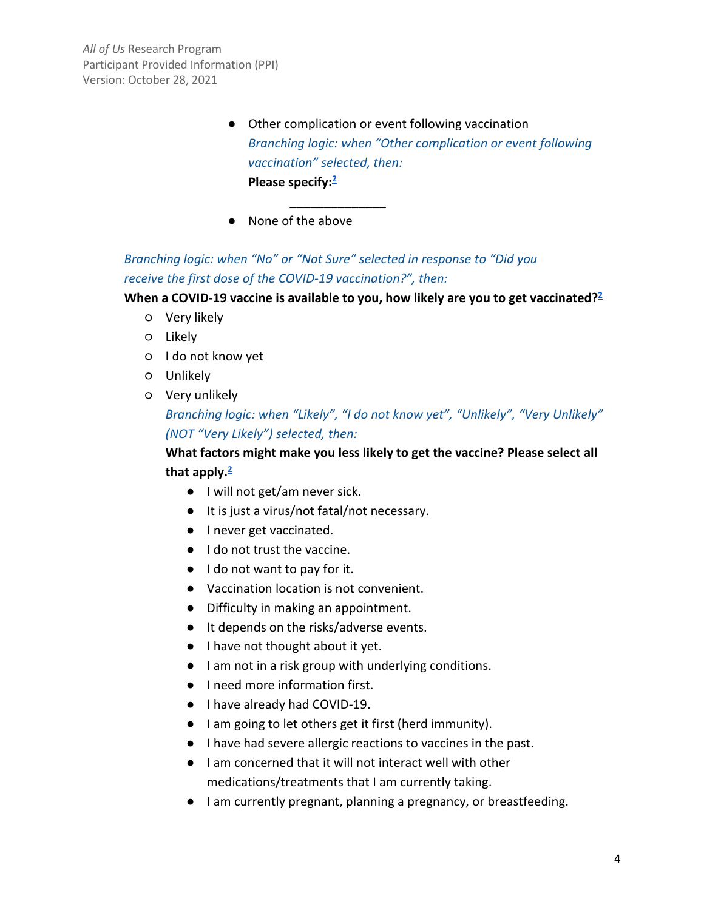- Other complication or event following vaccination

  *Branching logic: when "Other complication or event following vaccination" selected, then:*

  **Please specify:**[2]

  _______________

- None of the above

*Branching logic: when "No" or "Not Sure" selected in response to "Did you receive the first dose of the COVID-19 vaccination?", then:*

**When a COVID-19 vaccine is available to you, how likely are you to get vaccinated?**[2]

- Very likely
- Likely
- I do not know yet
- Unlikely
- Very unlikely

  *Branching logic: when "Likely", "I do not know yet", "Unlikely", "Very Unlikely" (NOT "Very Likely") selected, then:*

  **What factors might make you less likely to get the vaccine? Please select all that apply.**[2]

  - I will not get/am never sick.
  - It is just a virus/not fatal/not necessary.
  - I never get vaccinated.
  - I do not trust the vaccine.
  - I do not want to pay for it.
  - Vaccination location is not convenient.
  - Difficulty in making an appointment.
  - It depends on the risks/adverse events.
  - I have not thought about it yet.
  - I am not in a risk group with underlying conditions.
  - I need more information first.
  - I have already had COVID-19.
  - I am going to let others get it first (herd immunity).
  - I have had severe allergic reactions to vaccines in the past.
  - I am concerned that it will not interact well with other medications/treatments that I am currently taking.
  - I am currently pregnant, planning a pregnancy, or breastfeeding.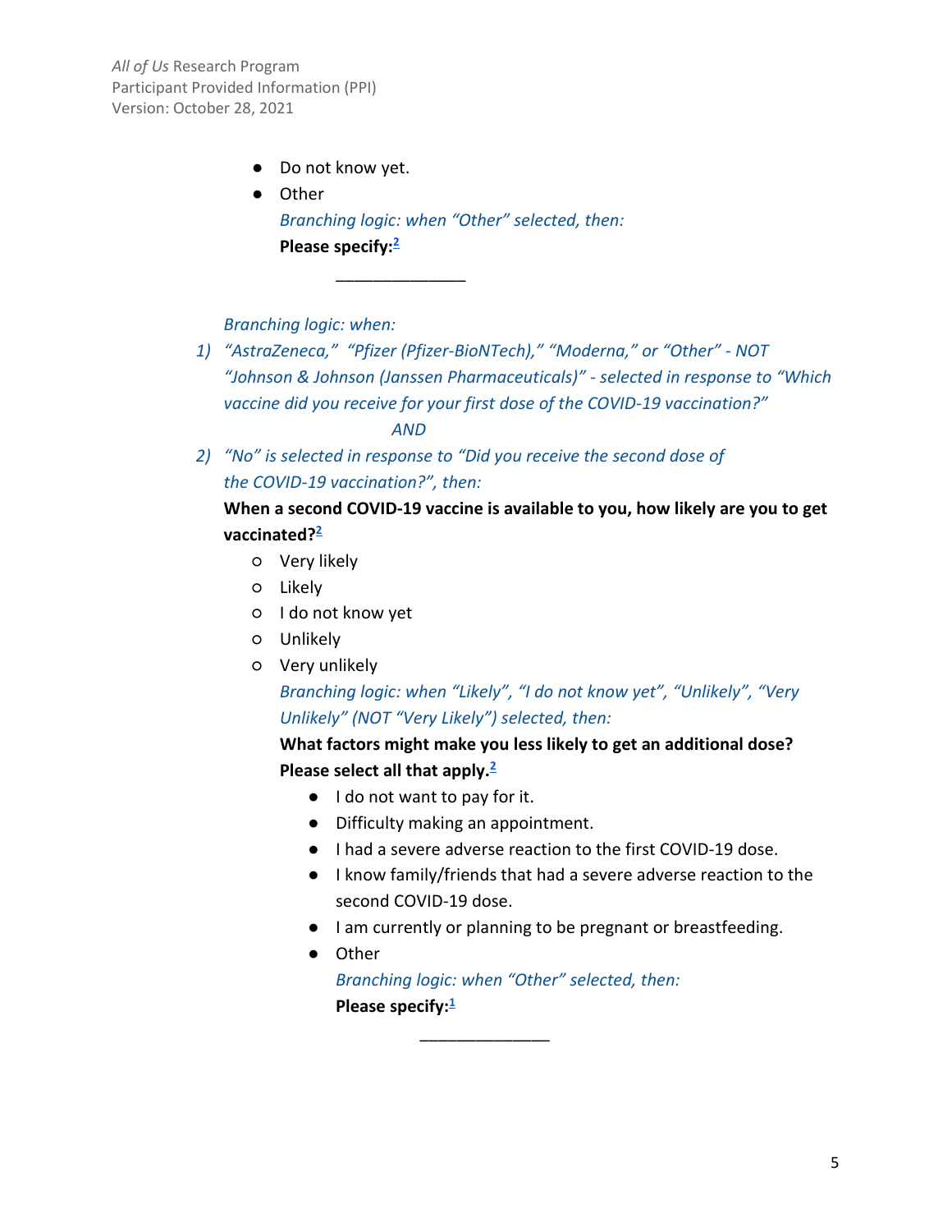- Do not know yet.
- Other

  *Branching logic: when "Other" selected, then:*

  **Please specify:**[2]

  ______________

*Branching logic: when:*

1) *"AstraZeneca," "Pfizer (Pfizer-BioNTech)," "Moderna," or "Other" - NOT "Johnson & Johnson (Janssen Pharmaceuticals)" - selected in response to "Which vaccine did you receive for your first dose of the COVID-19 vaccination?"*

   *AND*

2) *"No" is selected in response to "Did you receive the second dose of the COVID-19 vaccination?", then:*

**When a second COVID-19 vaccine is available to you, how likely are you to get vaccinated?**[2]

- Very likely
- Likely
- I do not know yet
- Unlikely
- Very unlikely

  *Branching logic: when "Likely", "I do not know yet", "Unlikely", "Very Unlikely" (NOT "Very Likely") selected, then:*

  **What factors might make you less likely to get an additional dose? Please select all that apply.**[2]

  - I do not want to pay for it.
  - Difficulty making an appointment.
  - I had a severe adverse reaction to the first COVID-19 dose.
  - I know family/friends that had a severe adverse reaction to the second COVID-19 dose.
  - I am currently or planning to be pregnant or breastfeeding.
  - Other

    *Branching logic: when "Other" selected, then:*

    **Please specify:**[1]

    ______________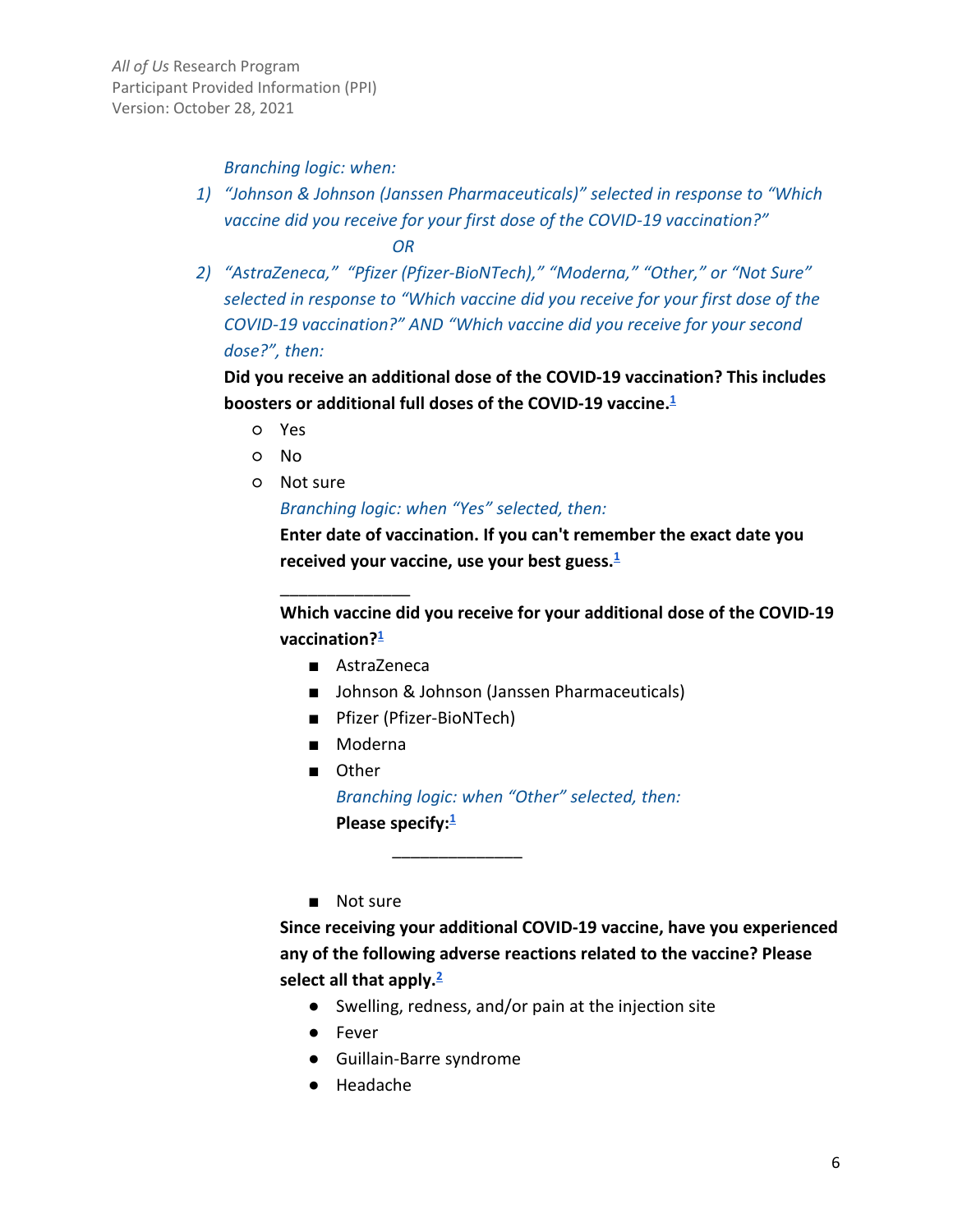*Branching logic: when:*

1) *"Johnson & Johnson (Janssen Pharmaceuticals)" selected in response to "Which vaccine did you receive for your first dose of the COVID-19 vaccination?"*

   *OR*

2) *"AstraZeneca," "Pfizer (Pfizer-BioNTech)," "Moderna," "Other," or "Not Sure" selected in response to "Which vaccine did you receive for your first dose of the COVID-19 vaccination?" AND "Which vaccine did you receive for your second dose?", then:*

**Did you receive an additional dose of the COVID-19 vaccination? This includes boosters or additional full doses of the COVID-19 vaccine.**[1]

- Yes
- No
- Not sure

  *Branching logic: when "Yes" selected, then:*

  **Enter date of vaccination. If you can't remember the exact date you received your vaccine, use your best guess.**[1]

  ______________

  **Which vaccine did you receive for your additional dose of the COVID-19 vaccination?**[1]

  - AstraZeneca
  - Johnson & Johnson (Janssen Pharmaceuticals)
  - Pfizer (Pfizer-BioNTech)
  - Moderna
  - Other

    *Branching logic: when "Other" selected, then:*

    **Please specify:**[1]

    ______________

  - Not sure

  **Since receiving your additional COVID-19 vaccine, have you experienced any of the following adverse reactions related to the vaccine? Please select all that apply.**[2]

  - Swelling, redness, and/or pain at the injection site
  - Fever
  - Guillain-Barre syndrome
  - Headache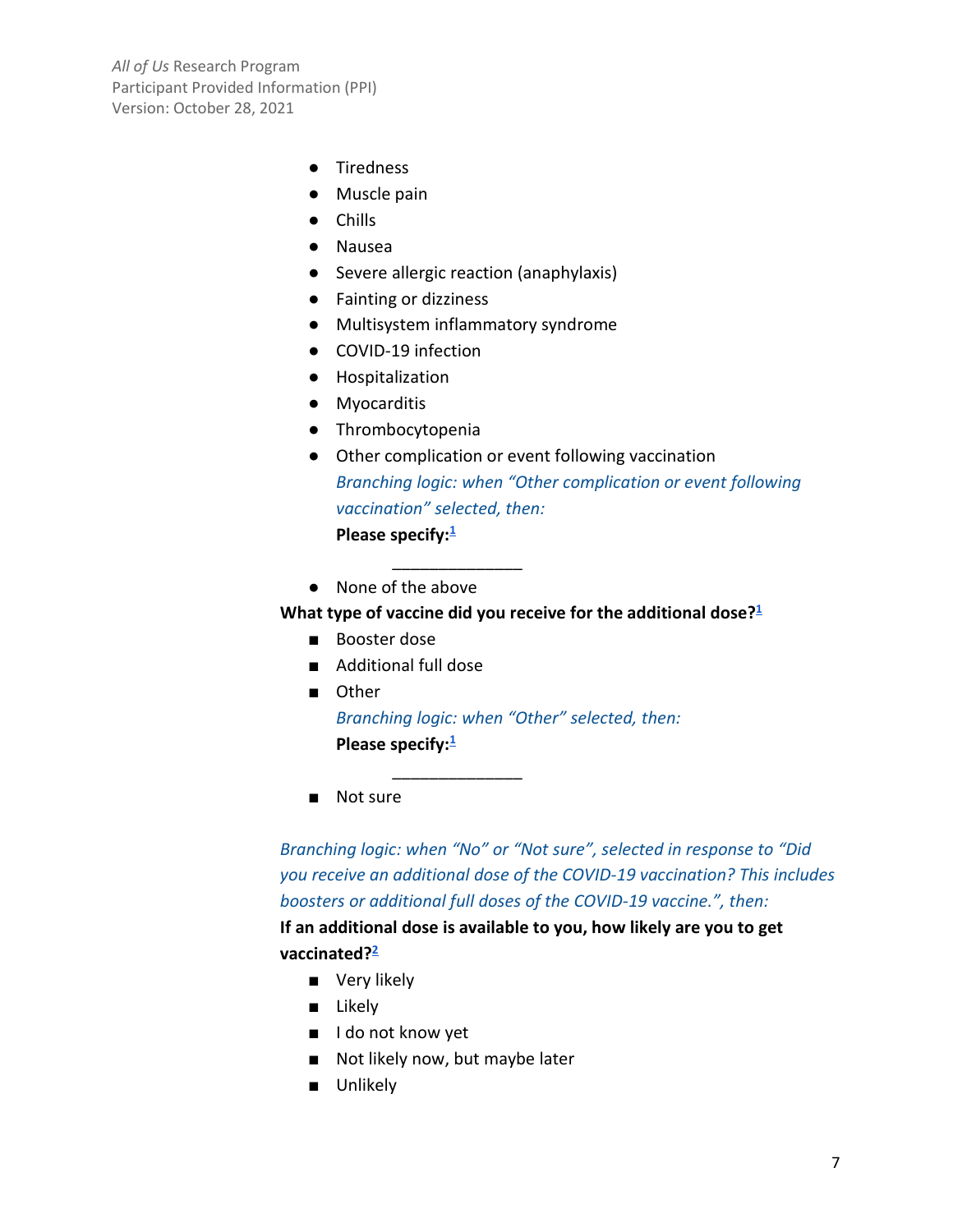- Tiredness
- Muscle pain
- Chills
- Nausea
- Severe allergic reaction (anaphylaxis)
- Fainting or dizziness
- Multisystem inflammatory syndrome
- COVID-19 infection
- Hospitalization
- Myocarditis
- Thrombocytopenia
- Other complication or event following vaccination
  *Branching logic: when "Other complication or event following vaccination" selected, then:*
  **Please specify:**[1]

  ______________
- None of the above

**What type of vaccine did you receive for the additional dose?**[1]

- Booster dose
- Additional full dose
- Other
  *Branching logic: when "Other" selected, then:*
  **Please specify:**[1]

  ______________
- Not sure

*Branching logic: when "No" or "Not sure", selected in response to "Did you receive an additional dose of the COVID-19 vaccination? This includes boosters or additional full doses of the COVID-19 vaccine.", then:*

**If an additional dose is available to you, how likely are you to get vaccinated?**[2]

- Very likely
- Likely
- I do not know yet
- Not likely now, but maybe later
- Unlikely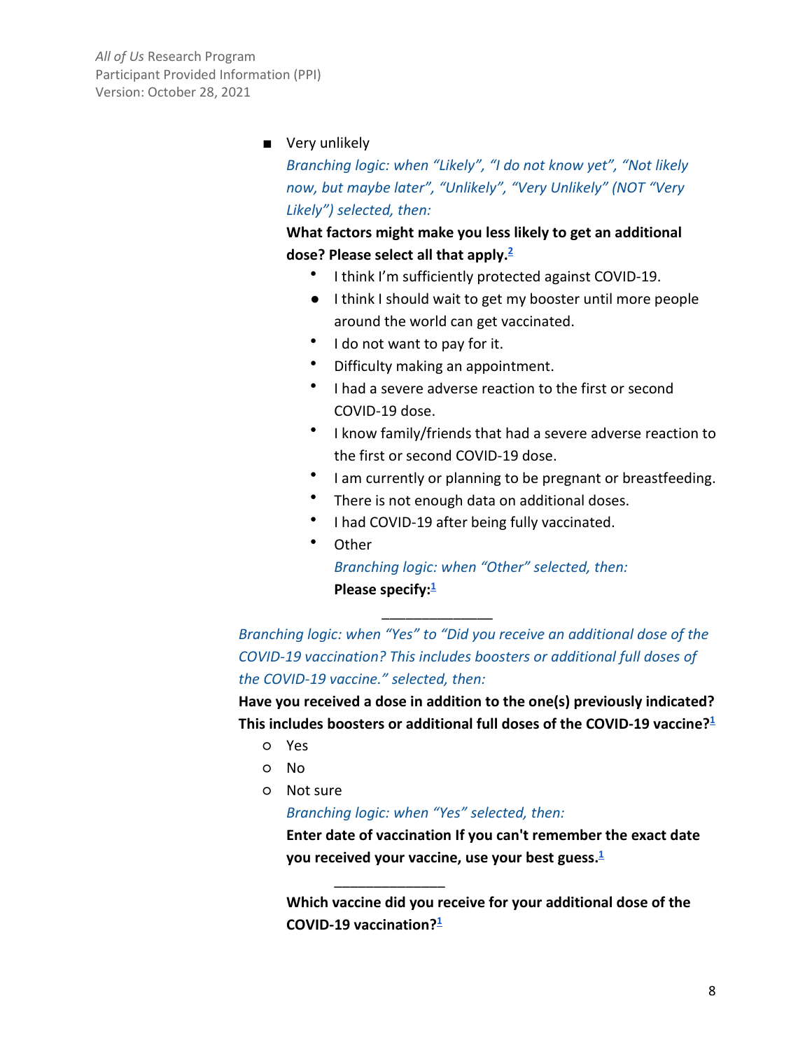- Very unlikely

  *Branching logic: when "Likely", "I do not know yet", "Not likely now, but maybe later", "Unlikely", "Very Unlikely" (NOT "Very Likely") selected, then:*

  **What factors might make you less likely to get an additional dose? Please select all that apply.**[2]

  - I think I'm sufficiently protected against COVID-19.
  - I think I should wait to get my booster until more people around the world can get vaccinated.
  - I do not want to pay for it.
  - Difficulty making an appointment.
  - I had a severe adverse reaction to the first or second COVID-19 dose.
  - I know family/friends that had a severe adverse reaction to the first or second COVID-19 dose.
  - I am currently or planning to be pregnant or breastfeeding.
  - There is not enough data on additional doses.
  - I had COVID-19 after being fully vaccinated.
  - Other

    *Branching logic: when "Other" selected, then:*

    **Please specify:**[1]

    \_\_\_\_\_\_\_\_\_\_\_\_\_\_

*Branching logic: when "Yes" to "Did you receive an additional dose of the COVID-19 vaccination? This includes boosters or additional full doses of the COVID-19 vaccine." selected, then:*

**Have you received a dose in addition to the one(s) previously indicated? This includes boosters or additional full doses of the COVID-19 vaccine?**[1]

- Yes
- No
- Not sure

  *Branching logic: when "Yes" selected, then:*

  **Enter date of vaccination If you can't remember the exact date you received your vaccine, use your best guess.**[1]

  \_\_\_\_\_\_\_\_\_\_\_\_\_\_

  **Which vaccine did you receive for your additional dose of the COVID-19 vaccination?**[1]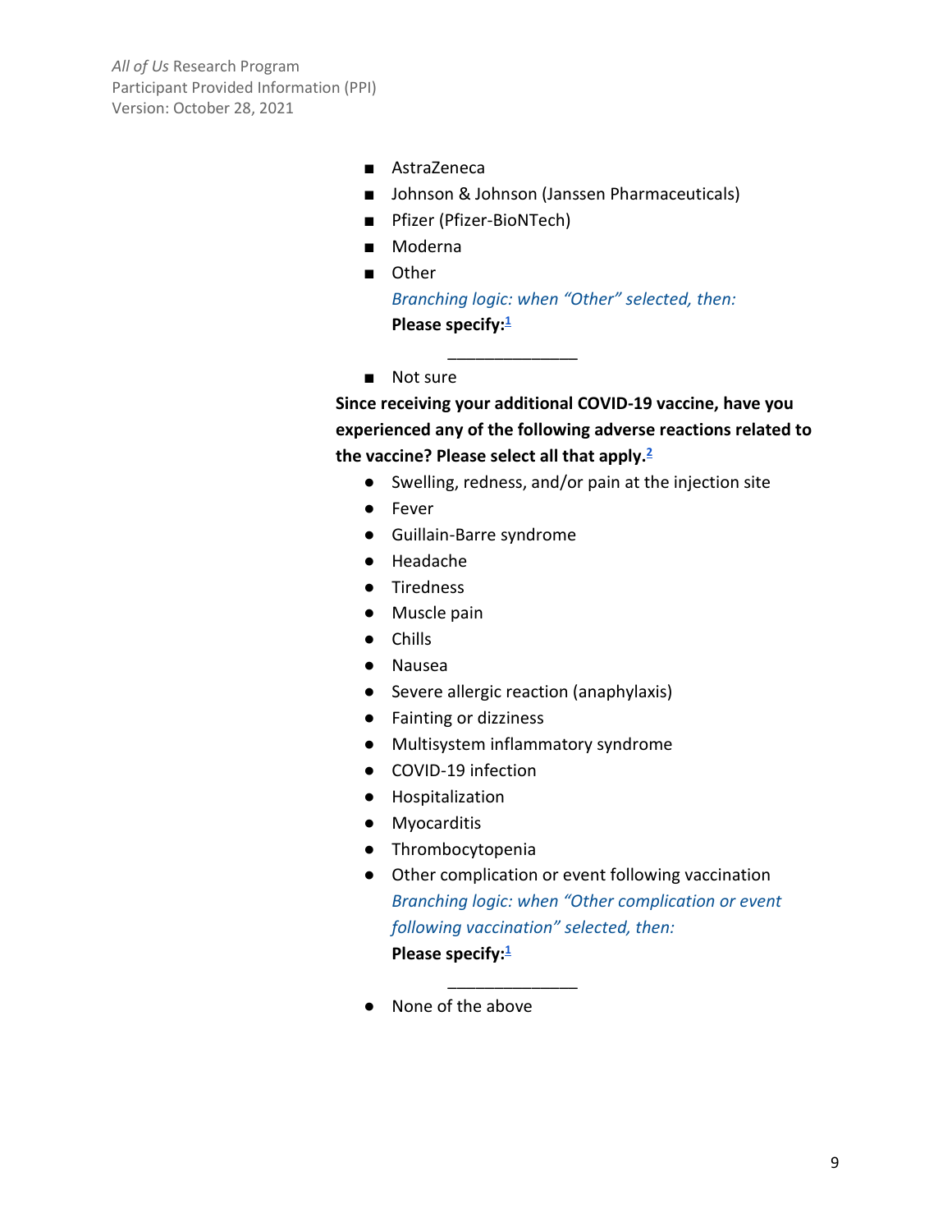- AstraZeneca
- Johnson & Johnson (Janssen Pharmaceuticals)
- Pfizer (Pfizer-BioNTech)
- Moderna
- Other

  *Branching logic: when "Other" selected, then:*

  **Please specify:**[1]

  _______________

- Not sure

**Since receiving your additional COVID-19 vaccine, have you experienced any of the following adverse reactions related to the vaccine? Please select all that apply.**[2]

- Swelling, redness, and/or pain at the injection site
- Fever
- Guillain-Barre syndrome
- Headache
- Tiredness
- Muscle pain
- Chills
- Nausea
- Severe allergic reaction (anaphylaxis)
- Fainting or dizziness
- Multisystem inflammatory syndrome
- COVID-19 infection
- Hospitalization
- Myocarditis
- Thrombocytopenia
- Other complication or event following vaccination

  *Branching logic: when "Other complication or event following vaccination" selected, then:*

  **Please specify:**[1]

  _______________

- None of the above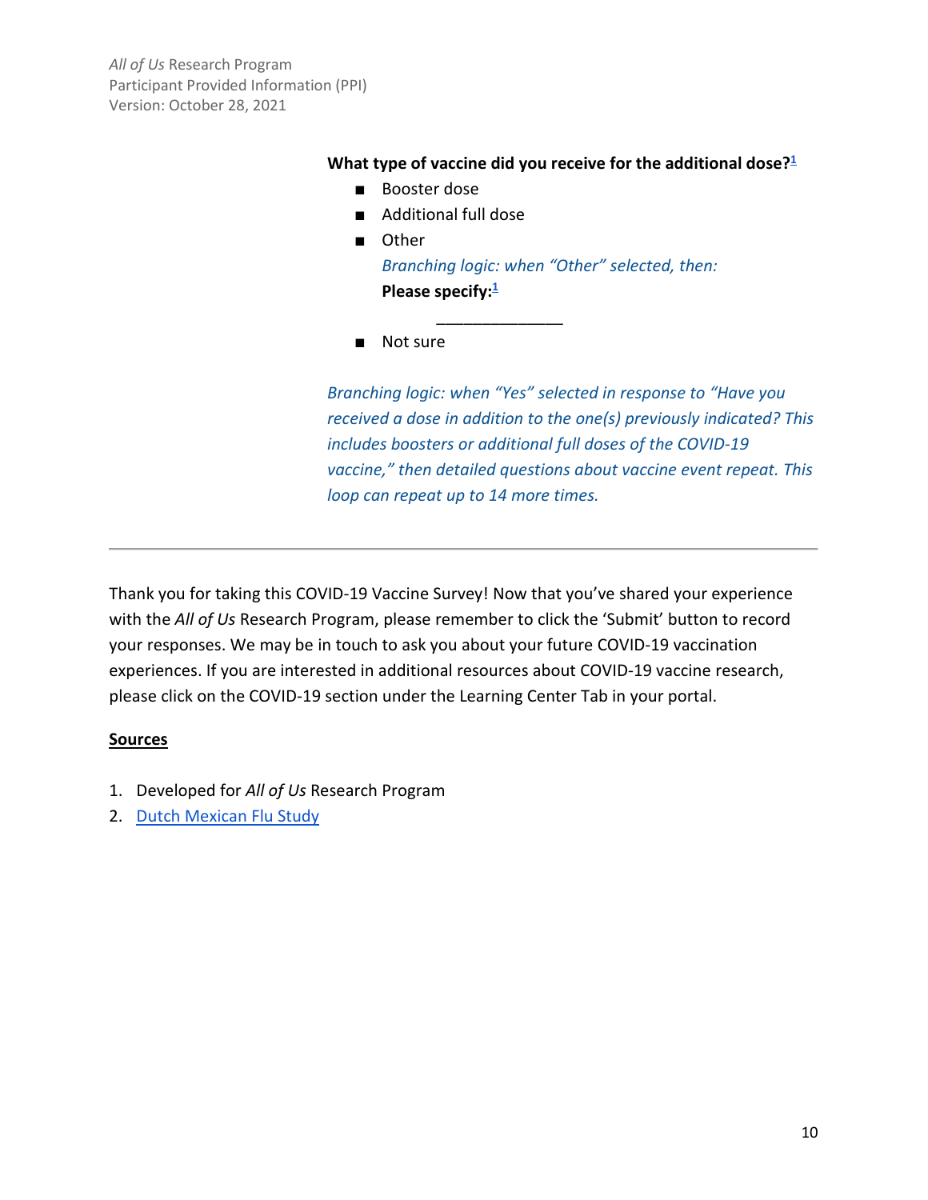**What type of vaccine did you receive for the additional dose?[1]**

- Booster dose
- Additional full dose
- Other

  *Branching logic: when "Other" selected, then:*

  **Please specify:[1]**

  _______________
- Not sure

*Branching logic: when "Yes" selected in response to "Have you received a dose in addition to the one(s) previously indicated? This includes boosters or additional full doses of the COVID-19 vaccine," then detailed questions about vaccine event repeat. This loop can repeat up to 14 more times.*

---

Thank you for taking this COVID-19 Vaccine Survey! Now that you've shared your experience with the *All of Us* Research Program, please remember to click the 'Submit' button to record your responses. We may be in touch to ask you about your future COVID-19 vaccination experiences. If you are interested in additional resources about COVID-19 vaccine research, please click on the COVID-19 section under the Learning Center Tab in your portal.

**Sources**

1. Developed for *All of Us* Research Program
2. Dutch Mexican Flu Study